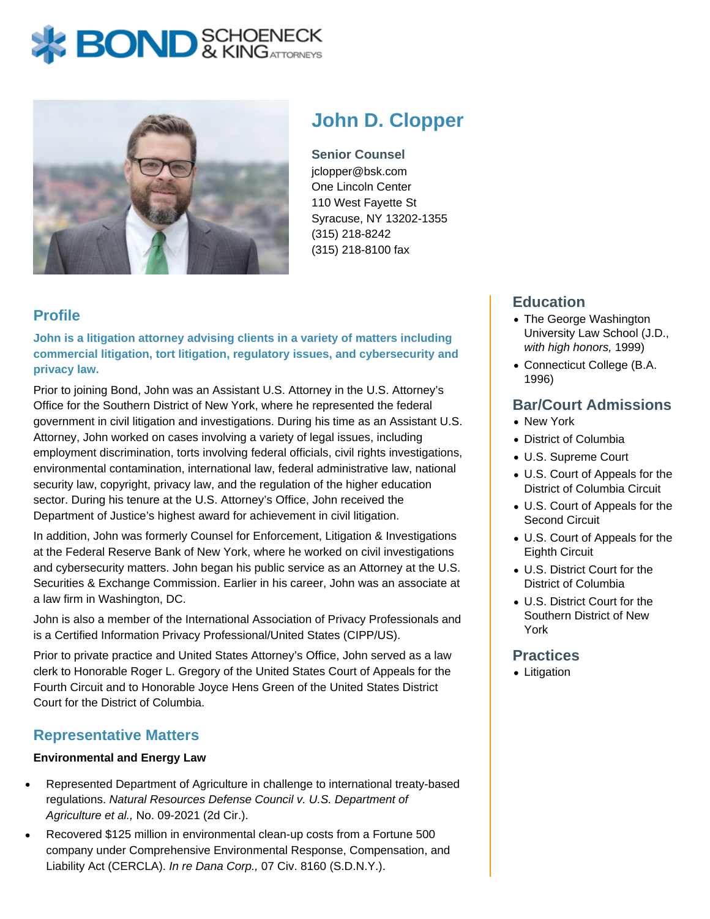# John D. Clopper

**Senior Counsel**
jclopper@bsk.com
One Lincoln Center
110 West Fayette St
Syracuse, NY 13202-1355
(315) 218-8242
(315) 218-8100 fax

## Profile

**John is a litigation attorney advising clients in a variety of matters including commercial litigation, tort litigation, regulatory issues, and cybersecurity and privacy law.**

Prior to joining Bond, John was an Assistant U.S. Attorney in the U.S. Attorney's Office for the Southern District of New York, where he represented the federal government in civil litigation and investigations. During his time as an Assistant U.S. Attorney, John worked on cases involving a variety of legal issues, including employment discrimination, torts involving federal officials, civil rights investigations, environmental contamination, international law, federal administrative law, national security law, copyright, privacy law, and the regulation of the higher education sector. During his tenure at the U.S. Attorney's Office, John received the Department of Justice's highest award for achievement in civil litigation.

In addition, John was formerly Counsel for Enforcement, Litigation & Investigations at the Federal Reserve Bank of New York, where he worked on civil investigations and cybersecurity matters. John began his public service as an Attorney at the U.S. Securities & Exchange Commission. Earlier in his career, John was an associate at a law firm in Washington, DC.

John is also a member of the International Association of Privacy Professionals and is a Certified Information Privacy Professional/United States (CIPP/US).

Prior to private practice and United States Attorney's Office, John served as a law clerk to Honorable Roger L. Gregory of the United States Court of Appeals for the Fourth Circuit and to Honorable Joyce Hens Green of the United States District Court for the District of Columbia.

## Representative Matters

**Environmental and Energy Law**

- Represented Department of Agriculture in challenge to international treaty-based regulations. *Natural Resources Defense Council v. U.S. Department of Agriculture et al.,* No. 09-2021 (2d Cir.).
- Recovered $125 million in environmental clean-up costs from a Fortune 500 company under Comprehensive Environmental Response, Compensation, and Liability Act (CERCLA). *In re Dana Corp.,* 07 Civ. 8160 (S.D.N.Y.).

## Education

- The George Washington University Law School (J.D., *with high honors,* 1999)
- Connecticut College (B.A. 1996)

## Bar/Court Admissions

- New York
- District of Columbia
- U.S. Supreme Court
- U.S. Court of Appeals for the District of Columbia Circuit
- U.S. Court of Appeals for the Second Circuit
- U.S. Court of Appeals for the Eighth Circuit
- U.S. District Court for the District of Columbia
- U.S. District Court for the Southern District of New York

## Practices

- Litigation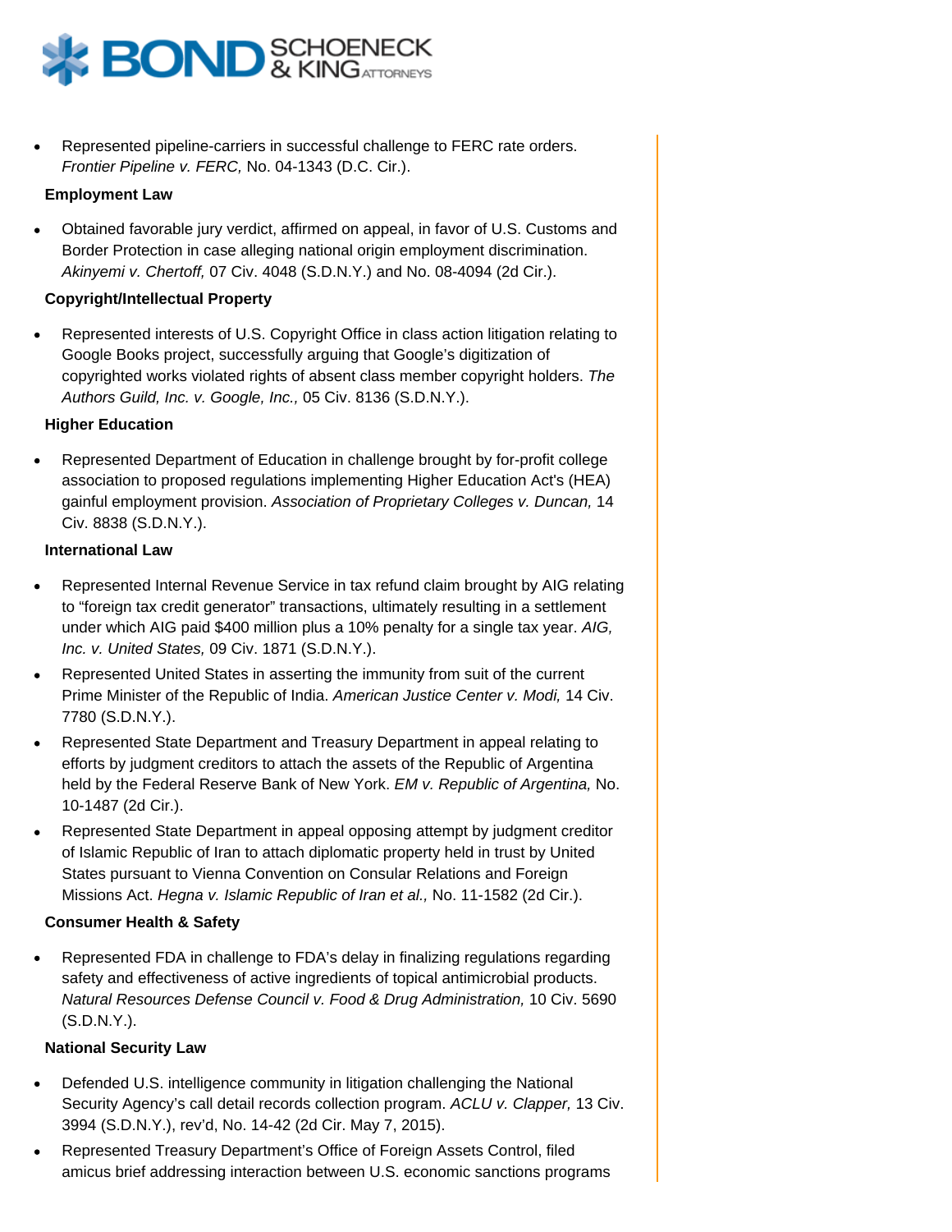- Represented pipeline-carriers in successful challenge to FERC rate orders. *Frontier Pipeline v. FERC,* No. 04-1343 (D.C. Cir.).

**Employment Law**

- Obtained favorable jury verdict, affirmed on appeal, in favor of U.S. Customs and Border Protection in case alleging national origin employment discrimination. *Akinyemi v. Chertoff,* 07 Civ. 4048 (S.D.N.Y.) and No. 08-4094 (2d Cir.).

**Copyright/Intellectual Property**

- Represented interests of U.S. Copyright Office in class action litigation relating to Google Books project, successfully arguing that Google's digitization of copyrighted works violated rights of absent class member copyright holders. *The Authors Guild, Inc. v. Google, Inc.,* 05 Civ. 8136 (S.D.N.Y.).

**Higher Education**

- Represented Department of Education in challenge brought by for-profit college association to proposed regulations implementing Higher Education Act's (HEA) gainful employment provision. *Association of Proprietary Colleges v. Duncan,* 14 Civ. 8838 (S.D.N.Y.).

**International Law**

- Represented Internal Revenue Service in tax refund claim brought by AIG relating to "foreign tax credit generator" transactions, ultimately resulting in a settlement under which AIG paid $400 million plus a 10% penalty for a single tax year. *AIG, Inc. v. United States,* 09 Civ. 1871 (S.D.N.Y.).
- Represented United States in asserting the immunity from suit of the current Prime Minister of the Republic of India. *American Justice Center v. Modi,* 14 Civ. 7780 (S.D.N.Y.).
- Represented State Department and Treasury Department in appeal relating to efforts by judgment creditors to attach the assets of the Republic of Argentina held by the Federal Reserve Bank of New York. *EM v. Republic of Argentina,* No. 10-1487 (2d Cir.).
- Represented State Department in appeal opposing attempt by judgment creditor of Islamic Republic of Iran to attach diplomatic property held in trust by United States pursuant to Vienna Convention on Consular Relations and Foreign Missions Act. *Hegna v. Islamic Republic of Iran et al.,* No. 11-1582 (2d Cir.).

**Consumer Health & Safety**

- Represented FDA in challenge to FDA's delay in finalizing regulations regarding safety and effectiveness of active ingredients of topical antimicrobial products. *Natural Resources Defense Council v. Food & Drug Administration,* 10 Civ. 5690 (S.D.N.Y.).

**National Security Law**

- Defended U.S. intelligence community in litigation challenging the National Security Agency's call detail records collection program. *ACLU v. Clapper,* 13 Civ. 3994 (S.D.N.Y.), rev'd, No. 14-42 (2d Cir. May 7, 2015).
- Represented Treasury Department's Office of Foreign Assets Control, filed amicus brief addressing interaction between U.S. economic sanctions programs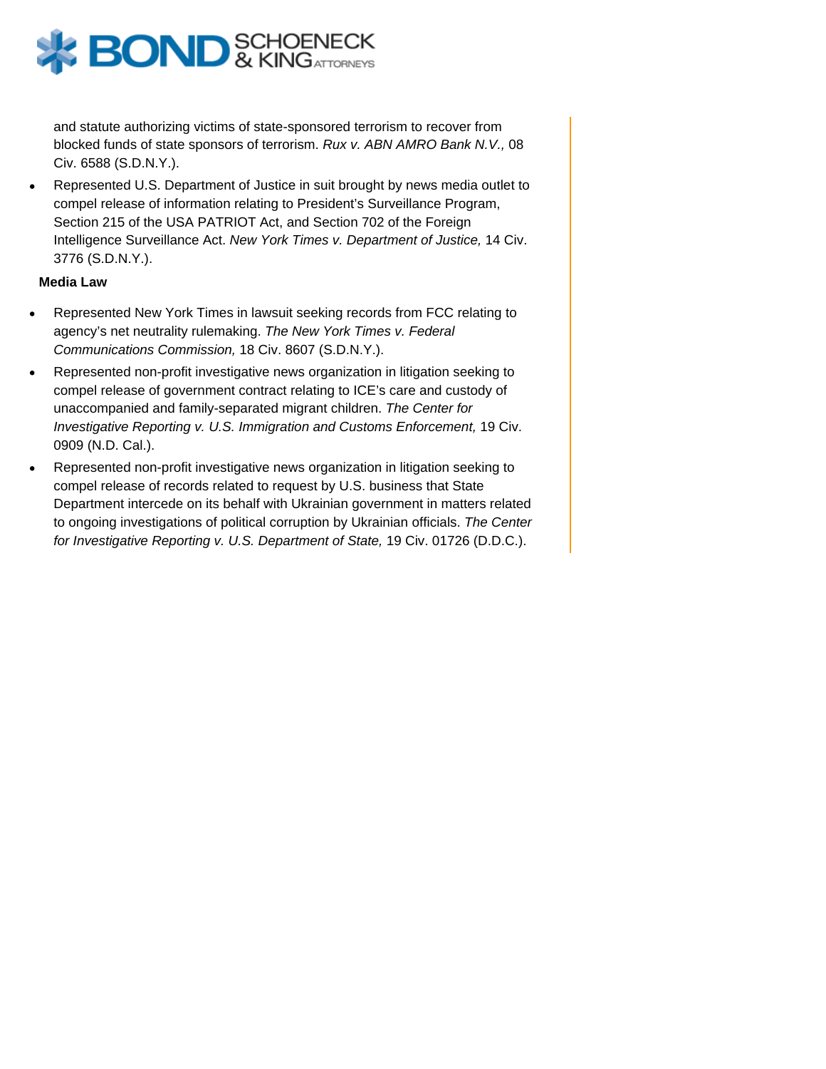and statute authorizing victims of state-sponsored terrorism to recover from blocked funds of state sponsors of terrorism. *Rux v. ABN AMRO Bank N.V.,* 08 Civ. 6588 (S.D.N.Y.).

- Represented U.S. Department of Justice in suit brought by news media outlet to compel release of information relating to President's Surveillance Program, Section 215 of the USA PATRIOT Act, and Section 702 of the Foreign Intelligence Surveillance Act. *New York Times v. Department of Justice,* 14 Civ. 3776 (S.D.N.Y.).

**Media Law**

- Represented New York Times in lawsuit seeking records from FCC relating to agency's net neutrality rulemaking. *The New York Times v. Federal Communications Commission,* 18 Civ. 8607 (S.D.N.Y.).
- Represented non-profit investigative news organization in litigation seeking to compel release of government contract relating to ICE's care and custody of unaccompanied and family-separated migrant children. *The Center for Investigative Reporting v. U.S. Immigration and Customs Enforcement,* 19 Civ. 0909 (N.D. Cal.).
- Represented non-profit investigative news organization in litigation seeking to compel release of records related to request by U.S. business that State Department intercede on its behalf with Ukrainian government in matters related to ongoing investigations of political corruption by Ukrainian officials. *The Center for Investigative Reporting v. U.S. Department of State,* 19 Civ. 01726 (D.D.C.).